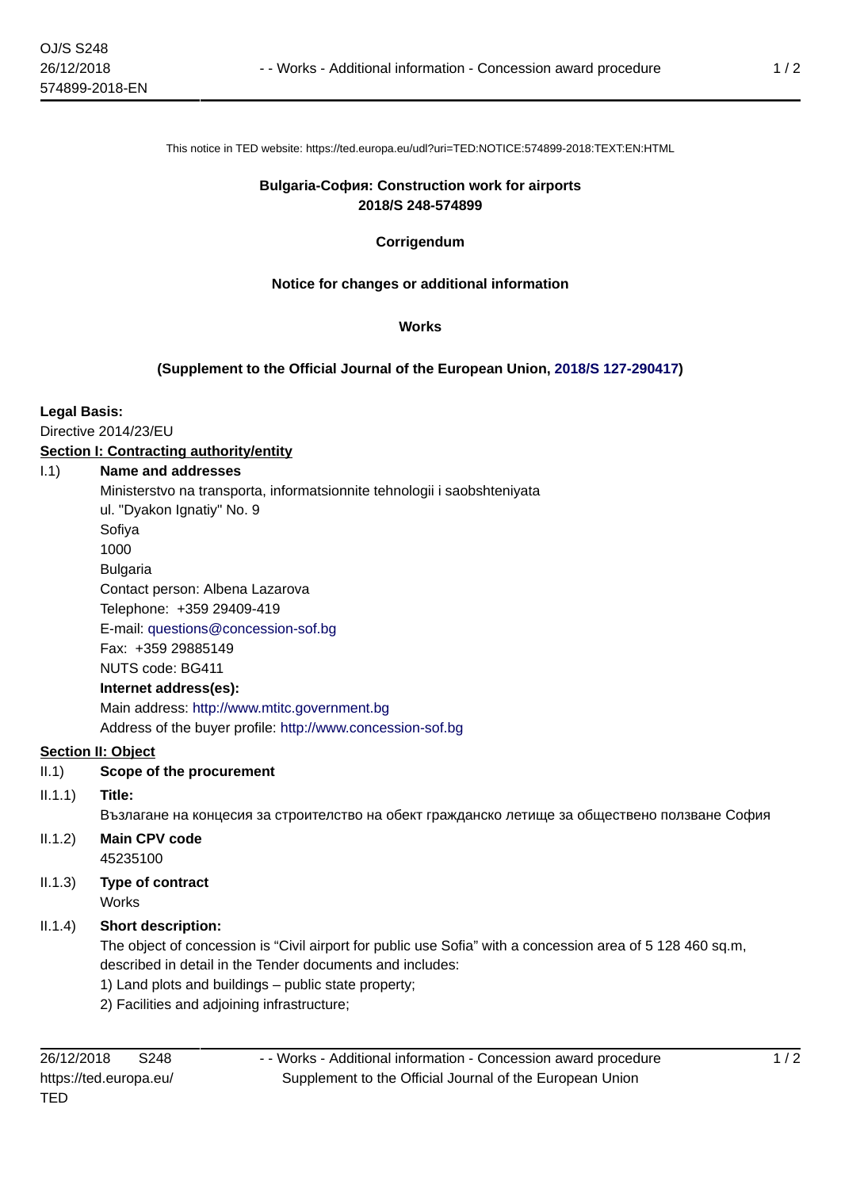This notice in TED website: https://ted.europa.eu/udl?uri=TED:NOTICE:574899-2018:TEXT:EN:HTML

**Bulgaria-София: Construction work for airports**
**2018/S 248-574899**

**Corrigendum**

**Notice for changes or additional information**

**Works**

**(Supplement to the Official Journal of the European Union, 2018/S 127-290417)**

**Legal Basis:**

Directive 2014/23/EU

**Section I: Contracting authority/entity**

I.1) **Name and addresses**

Ministerstvo na transporta, informatsionnite tehnologii i saobshteniyata
ul. "Dyakon Ignatiy" No. 9
Sofiya
1000
Bulgaria
Contact person: Albena Lazarova
Telephone: +359 29409-419
E-mail: questions@concession-sof.bg
Fax: +359 29885149
NUTS code: BG411

**Internet address(es):**

Main address: http://www.mtitc.government.bg
Address of the buyer profile: http://www.concession-sof.bg

**Section II: Object**

II.1) **Scope of the procurement**

II.1.1) **Title:**

Възлагане на концесия за строителство на обект гражданско летище за обществено ползване София

II.1.2) **Main CPV code**

45235100

II.1.3) **Type of contract**

Works

II.1.4) **Short description:**

The object of concession is “Civil airport for public use Sofia” with a concession area of 5 128 460 sq.m, described in detail in the Tender documents and includes:

1) Land plots and buildings – public state property;
2) Facilities and adjoining infrastructure;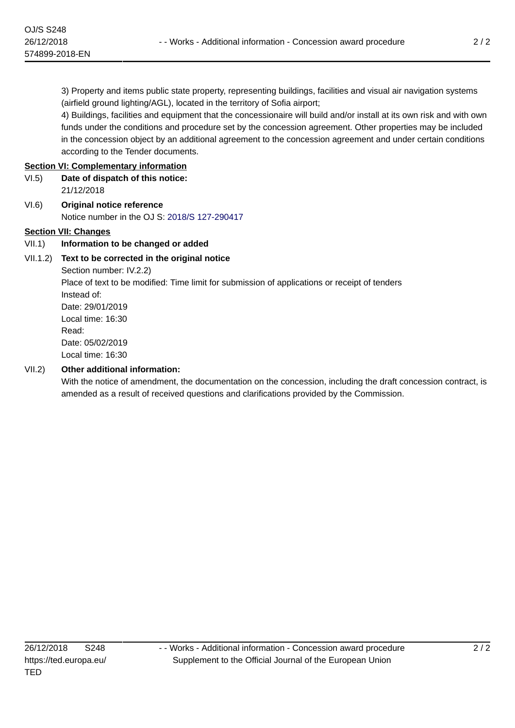3) Property and items public state property, representing buildings, facilities and visual air navigation systems (airfield ground lighting/AGL), located in the territory of Sofia airport;

4) Buildings, facilities and equipment that the concessionaire will build and/or install at its own risk and with own funds under the conditions and procedure set by the concession agreement. Other properties may be included in the concession object by an additional agreement to the concession agreement and under certain conditions according to the Tender documents.

## Section VI: Complementary information

VI.5) **Date of dispatch of this notice:**
21/12/2018

VI.6) **Original notice reference**
Notice number in the OJ S: 2018/S 127-290417

## Section VII: Changes

VII.1) **Information to be changed or added**

VII.1.2) **Text to be corrected in the original notice**
Section number: IV.2.2)
Place of text to be modified: Time limit for submission of applications or receipt of tenders
Instead of:
Date: 29/01/2019
Local time: 16:30
Read:
Date: 05/02/2019
Local time: 16:30

VII.2) **Other additional information:**
With the notice of amendment, the documentation on the concession, including the draft concession contract, is amended as a result of received questions and clarifications provided by the Commission.